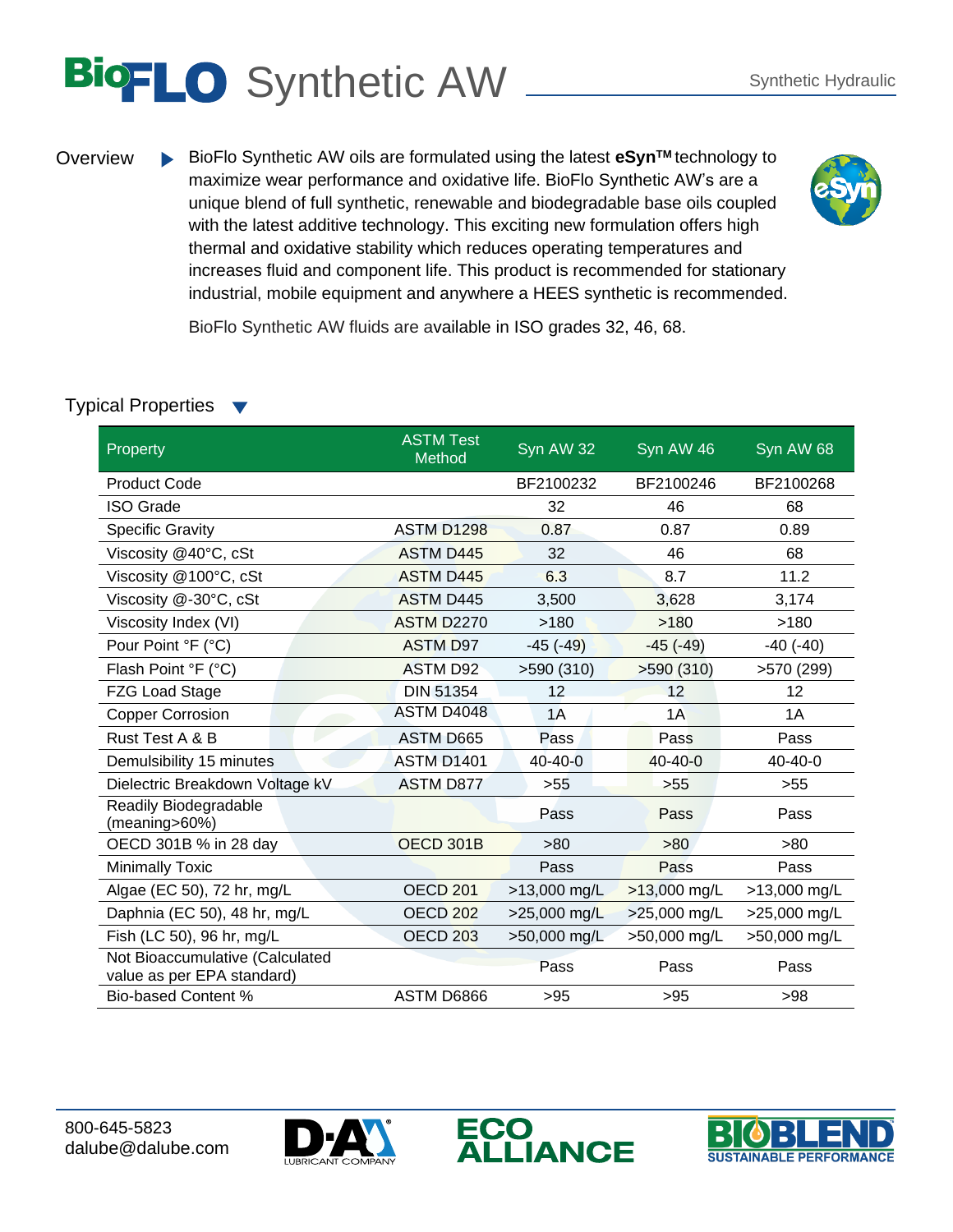# BioFLO Synthetic AW

Synthetic Hydraulic

## Overview

BioFlo Synthetic AW oils are formulated using the latest **eSyn™** technology to maximize wear performance and oxidative life. BioFlo Synthetic AW's are a unique blend of full synthetic, renewable and biodegradable base oils coupled with the latest additive technology. This exciting new formulation offers high thermal and oxidative stability which reduces operating temperatures and increases fluid and component life. This product is recommended for stationary industrial, mobile equipment and anywhere a HEES synthetic is recommended.

BioFlo Synthetic AW fluids are available in ISO grades 32, 46, 68.

## Typical Properties

| Property | ASTM Test Method | Syn AW 32 | Syn AW 46 | Syn AW 68 |
|---|---|---|---|---|
| Product Code | | BF2100232 | BF2100246 | BF2100268 |
| ISO Grade | | 32 | 46 | 68 |
| Specific Gravity | ASTM D1298 | 0.87 | 0.87 | 0.89 |
| Viscosity @40°C, cSt | ASTM D445 | 32 | 46 | 68 |
| Viscosity @100°C, cSt | ASTM D445 | 6.3 | 8.7 | 11.2 |
| Viscosity @-30°C, cSt | ASTM D445 | 3,500 | 3,628 | 3,174 |
| Viscosity Index (VI) | ASTM D2270 | >180 | >180 | >180 |
| Pour Point °F (°C) | ASTM D97 | -45 (-49) | -45 (-49) | -40 (-40) |
| Flash Point °F (°C) | ASTM D92 | >590 (310) | >590 (310) | >570 (299) |
| FZG Load Stage | DIN 51354 | 12 | 12 | 12 |
| Copper Corrosion | ASTM D4048 | 1A | 1A | 1A |
| Rust Test A & B | ASTM D665 | Pass | Pass | Pass |
| Demulsibility 15 minutes | ASTM D1401 | 40-40-0 | 40-40-0 | 40-40-0 |
| Dielectric Breakdown Voltage kV | ASTM D877 | >55 | >55 | >55 |
| Readily Biodegradable (meaning>60%) | | Pass | Pass | Pass |
| OECD 301B % in 28 day | OECD 301B | >80 | >80 | >80 |
| Minimally Toxic | | Pass | Pass | Pass |
| Algae (EC 50), 72 hr, mg/L | OECD 201 | >13,000 mg/L | >13,000 mg/L | >13,000 mg/L |
| Daphnia (EC 50), 48 hr, mg/L | OECD 202 | >25,000 mg/L | >25,000 mg/L | >25,000 mg/L |
| Fish (LC 50), 96 hr, mg/L | OECD 203 | >50,000 mg/L | >50,000 mg/L | >50,000 mg/L |
| Not Bioaccumulative (Calculated value as per EPA standard) | | Pass | Pass | Pass |
| Bio-based Content % | ASTM D6866 | >95 | >95 | >98 |

800-645-5823
dalube@dalube.com

D-A LUBRICANT COMPANY

ECO ALLIANCE

BIOBLEND SUSTAINABLE PERFORMANCE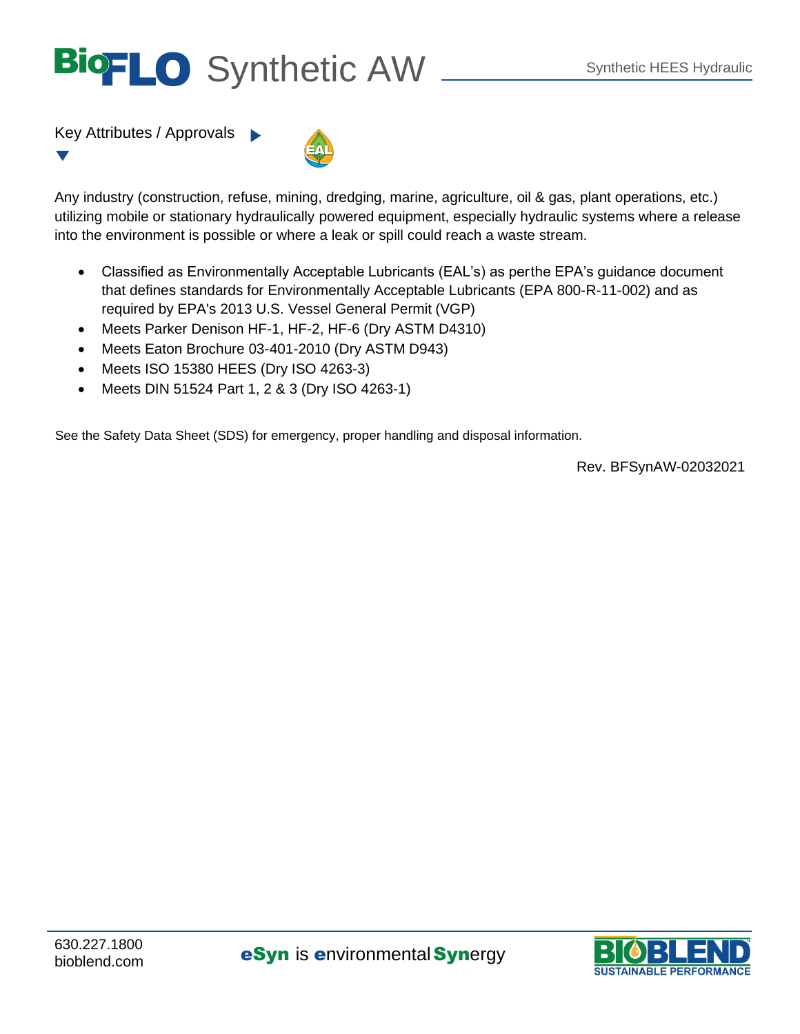# BioFLO Synthetic AW

Synthetic HEES Hydraulic

Key Attributes / Approvals

Any industry (construction, refuse, mining, dredging, marine, agriculture, oil & gas, plant operations, etc.) utilizing mobile or stationary hydraulically powered equipment, especially hydraulic systems where a release into the environment is possible or where a leak or spill could reach a waste stream.

- Classified as Environmentally Acceptable Lubricants (EAL's) as perthe EPA's guidance document that defines standards for Environmentally Acceptable Lubricants (EPA 800-R-11-002) and as required by EPA's 2013 U.S. Vessel General Permit (VGP)
- Meets Parker Denison HF-1, HF-2, HF-6 (Dry ASTM D4310)
- Meets Eaton Brochure 03-401-2010 (Dry ASTM D943)
- Meets ISO 15380 HEES (Dry ISO 4263-3)
- Meets DIN 51524 Part 1, 2 & 3 (Dry ISO 4263-1)

See the Safety Data Sheet (SDS) for emergency, proper handling and disposal information.

Rev. BFSynAW-02032021

630.227.1800
bioblend.com

eSyn is environmental Synergy

BIOBLEND SUSTAINABLE PERFORMANCE